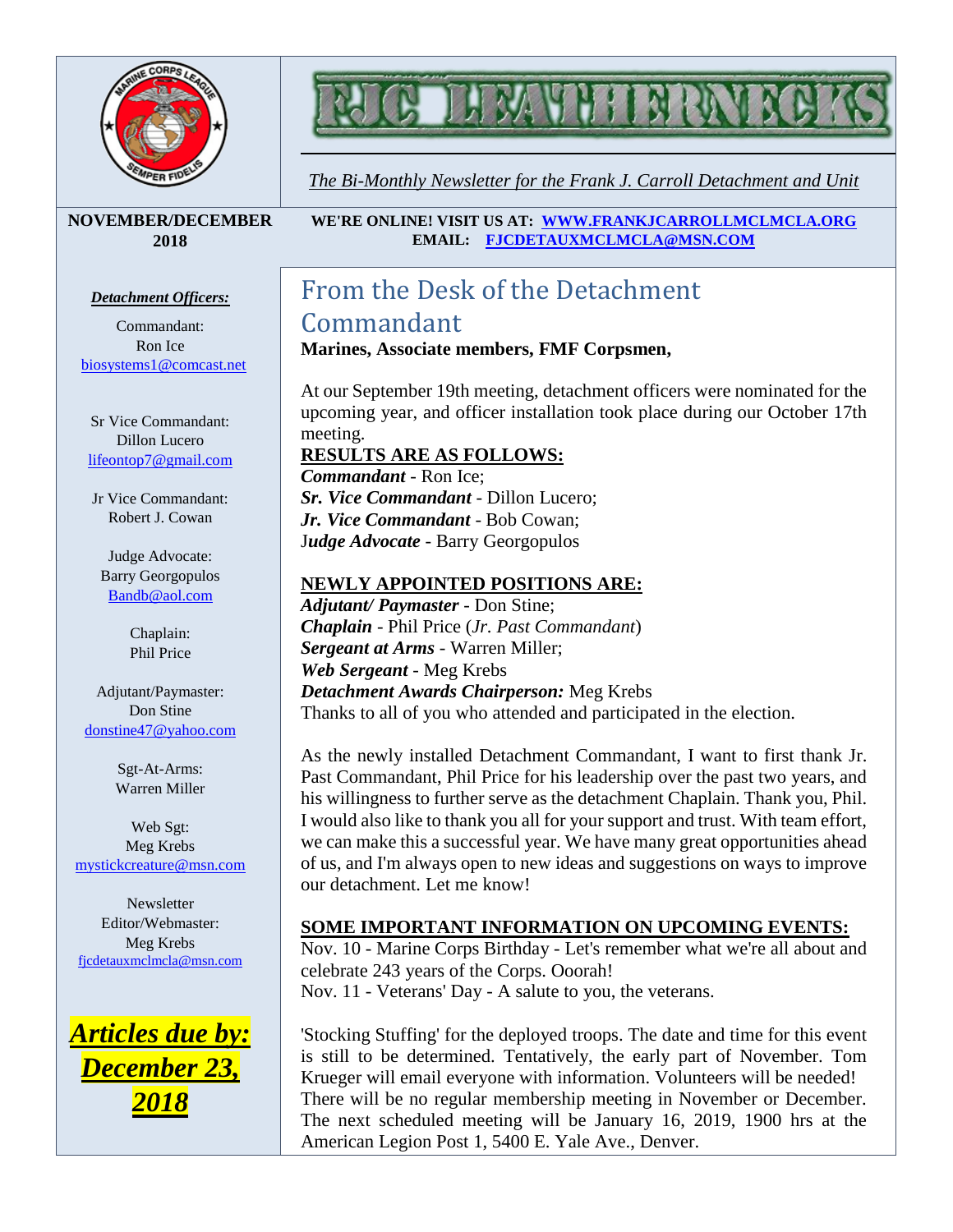# FJC LEATHERNECKS

*The Bi-Monthly Newsletter for the Frank J. Carroll Detachment and Unit*

**NOVEMBER/DECEMBER 2018**

**WE'RE ONLINE! VISIT US AT: [WWW.FRANKJCARROLLMCLMCLA.ORG](http://WWW.FRANKJCARROLLMCLMCLA.ORG)**
**EMAIL: [FJCDETAUXMCLMCLA@MSN.COM](mailto:FJCDETAUXMCLMCLA@MSN.COM)**

***Detachment Officers:***

Commandant:
Ron Ice
biosystems1@comcast.net

Sr Vice Commandant:
Dillon Lucero
lifeontop7@gmail.com

Jr Vice Commandant:
Robert J. Cowan

Judge Advocate:
Barry Georgopulos
Bandb@aol.com

Chaplain:
Phil Price

Adjutant/Paymaster:
Don Stine
donstine47@yahoo.com

Sgt-At-Arms:
Warren Miller

Web Sgt:
Meg Krebs
mystickcreature@msn.com

Newsletter Editor/Webmaster:
Meg Krebs
fjcdetauxmclmcla@msn.com

***Articles due by: December 23, 2018***

## From the Desk of the Detachment Commandant

**Marines, Associate members, FMF Corpsmen,**

At our September 19th meeting, detachment officers were nominated for the upcoming year, and officer installation took place during our October 17th meeting.

**RESULTS ARE AS FOLLOWS:**

***Commandant*** - Ron Ice;
***Sr. Vice Commandant*** - Dillon Lucero;
***Jr. Vice Commandant*** - Bob Cowan;
J***udge Advocate*** - Barry Georgopulos

**NEWLY APPOINTED POSITIONS ARE:**

***Adjutant/ Paymaster*** - Don Stine;
***Chaplain*** - Phil Price (*Jr. Past Commandant*)
***Sergeant at Arms*** - Warren Miller;
***Web Sergeant*** - Meg Krebs
***Detachment Awards Chairperson:*** Meg Krebs
Thanks to all of you who attended and participated in the election.

As the newly installed Detachment Commandant, I want to first thank Jr. Past Commandant, Phil Price for his leadership over the past two years, and his willingness to further serve as the detachment Chaplain. Thank you, Phil. I would also like to thank you all for your support and trust. With team effort, we can make this a successful year. We have many great opportunities ahead of us, and I'm always open to new ideas and suggestions on ways to improve our detachment. Let me know!

**SOME IMPORTANT INFORMATION ON UPCOMING EVENTS:**

Nov. 10 - Marine Corps Birthday - Let's remember what we're all about and celebrate 243 years of the Corps. Ooorah!
Nov. 11 - Veterans' Day - A salute to you, the veterans.

'Stocking Stuffing' for the deployed troops. The date and time for this event is still to be determined. Tentatively, the early part of November. Tom Krueger will email everyone with information. Volunteers will be needed! There will be no regular membership meeting in November or December. The next scheduled meeting will be January 16, 2019, 1900 hrs at the American Legion Post 1, 5400 E. Yale Ave., Denver.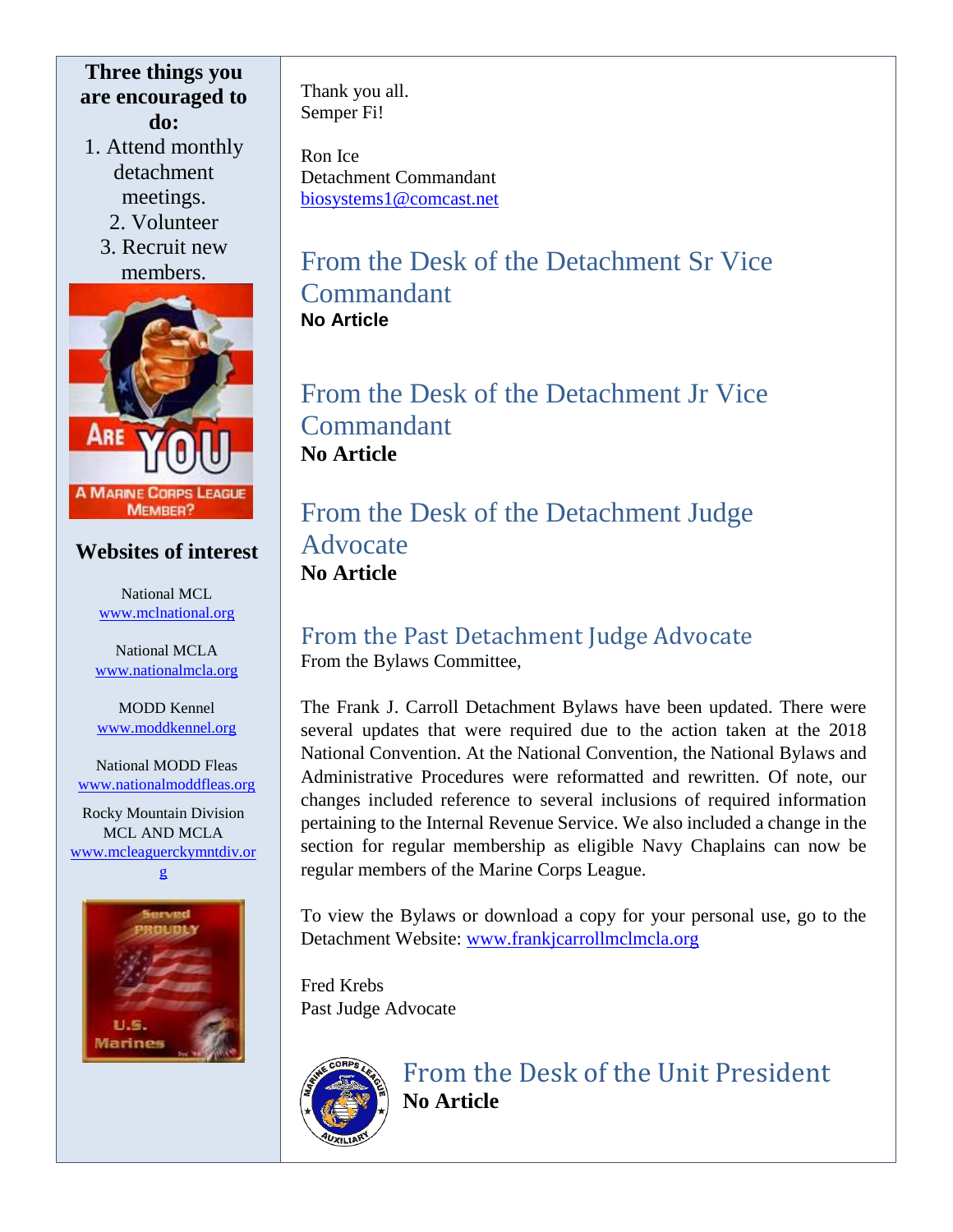**Three things you are encouraged to do:**

1. Attend monthly detachment meetings.
2. Volunteer
3. Recruit new members.

## Websites of interest

National MCL
www.mclnational.org

National MCLA
www.nationalmcla.org

MODD Kennel
www.moddkennel.org

National MODD Fleas
www.nationalmoddfleas.org

Rocky Mountain Division MCL AND MCLA
www.mcleaguerckymntdiv.org

Thank you all.
Semper Fi!

Ron Ice
Detachment Commandant
biosystems1@comcast.net

## From the Desk of the Detachment Sr Vice Commandant

**No Article**

## From the Desk of the Detachment Jr Vice Commandant

**No Article**

## From the Desk of the Detachment Judge Advocate

**No Article**

## From the Past Detachment Judge Advocate

From the Bylaws Committee,

The Frank J. Carroll Detachment Bylaws have been updated. There were several updates that were required due to the action taken at the 2018 National Convention. At the National Convention, the National Bylaws and Administrative Procedures were reformatted and rewritten. Of note, our changes included reference to several inclusions of required information pertaining to the Internal Revenue Service. We also included a change in the section for regular membership as eligible Navy Chaplains can now be regular members of the Marine Corps League.

To view the Bylaws or download a copy for your personal use, go to the Detachment Website: www.frankjcarrollmclmcla.org

Fred Krebs
Past Judge Advocate

## From the Desk of the Unit President

**No Article**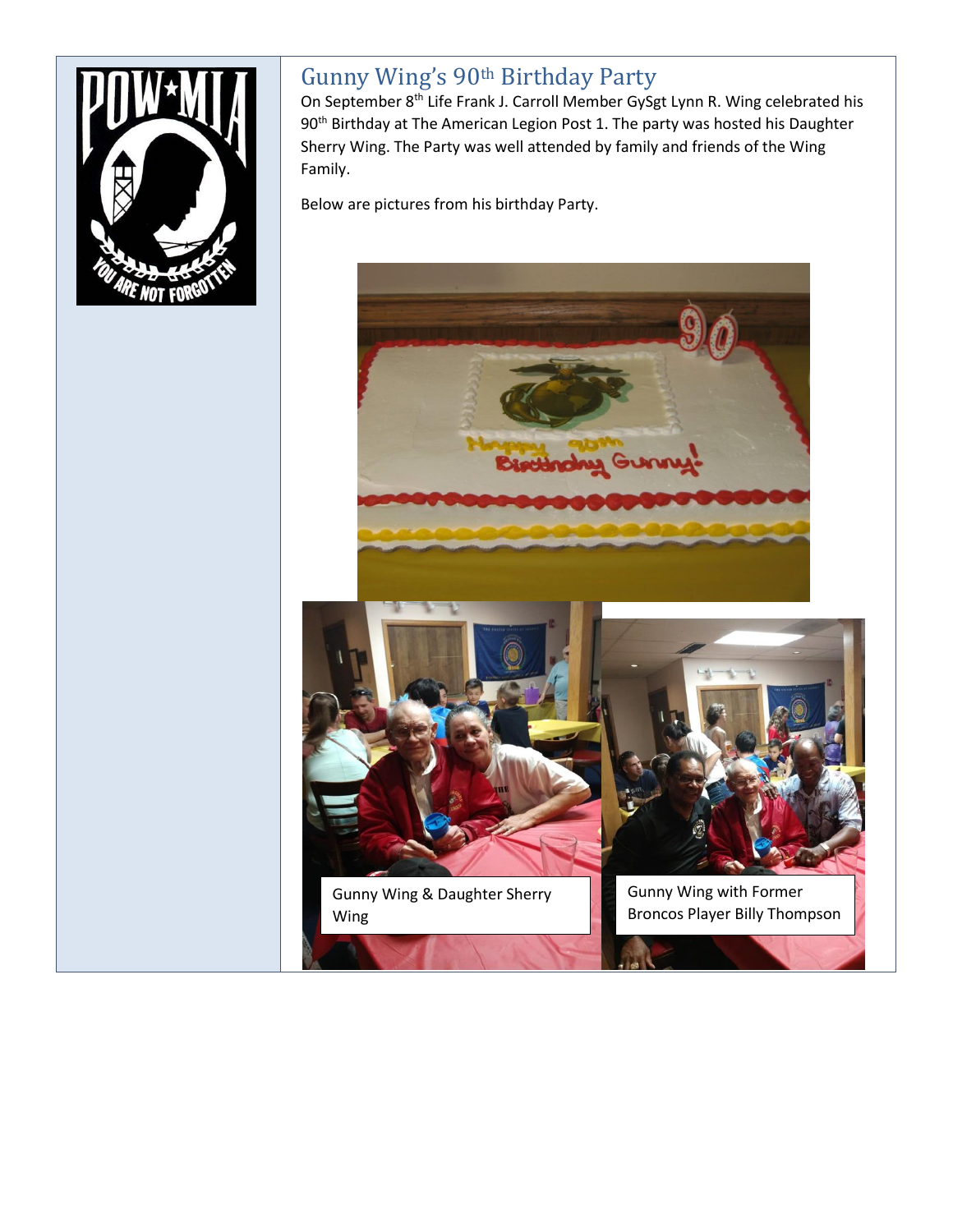## Gunny Wing's 90th Birthday Party

On September 8th Life Frank J. Carroll Member GySgt Lynn R. Wing celebrated his 90th Birthday at The American Legion Post 1. The party was hosted his Daughter Sherry Wing. The Party was well attended by family and friends of the Wing Family.

Below are pictures from his birthday Party.

Gunny Wing & Daughter Sherry Wing

Gunny Wing with Former Broncos Player Billy Thompson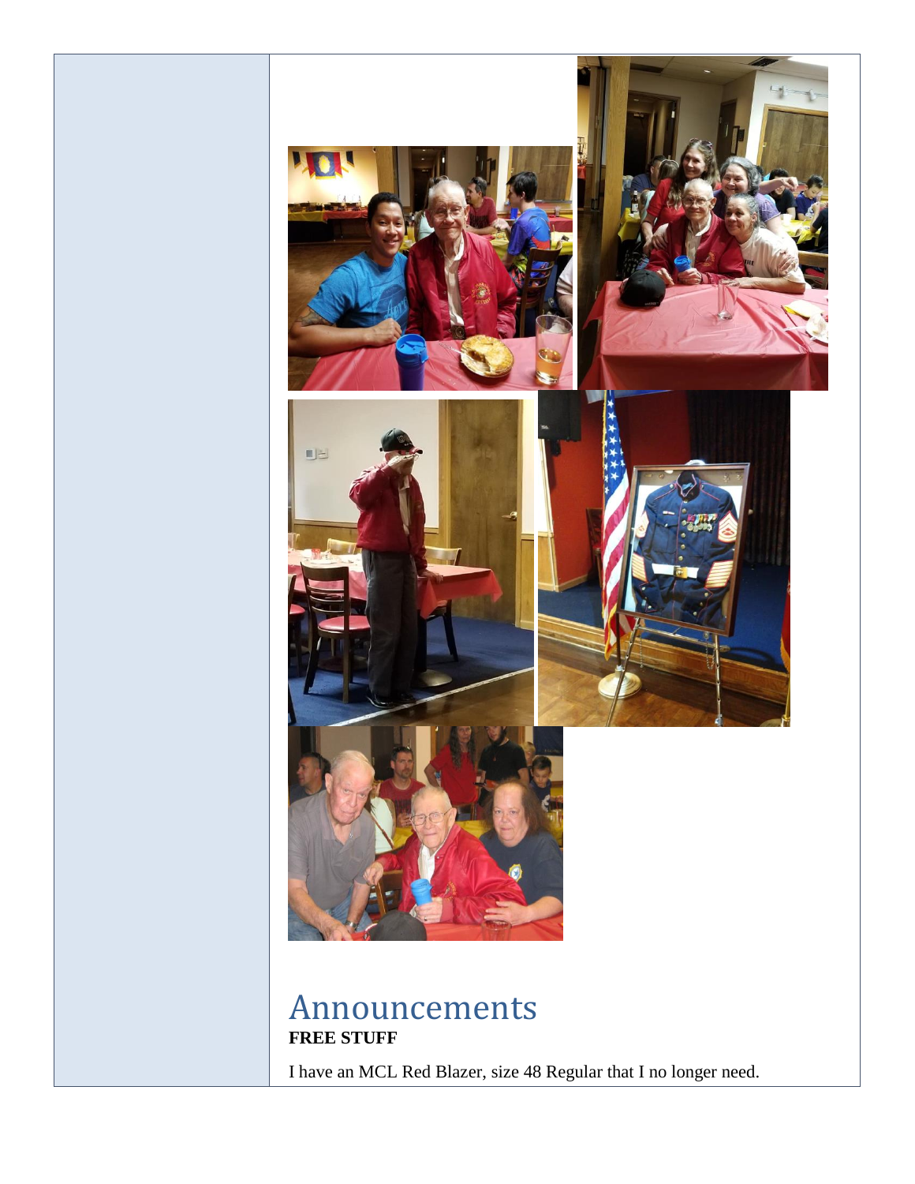# Announcements

**FREE STUFF**

I have an MCL Red Blazer, size 48 Regular that I no longer need.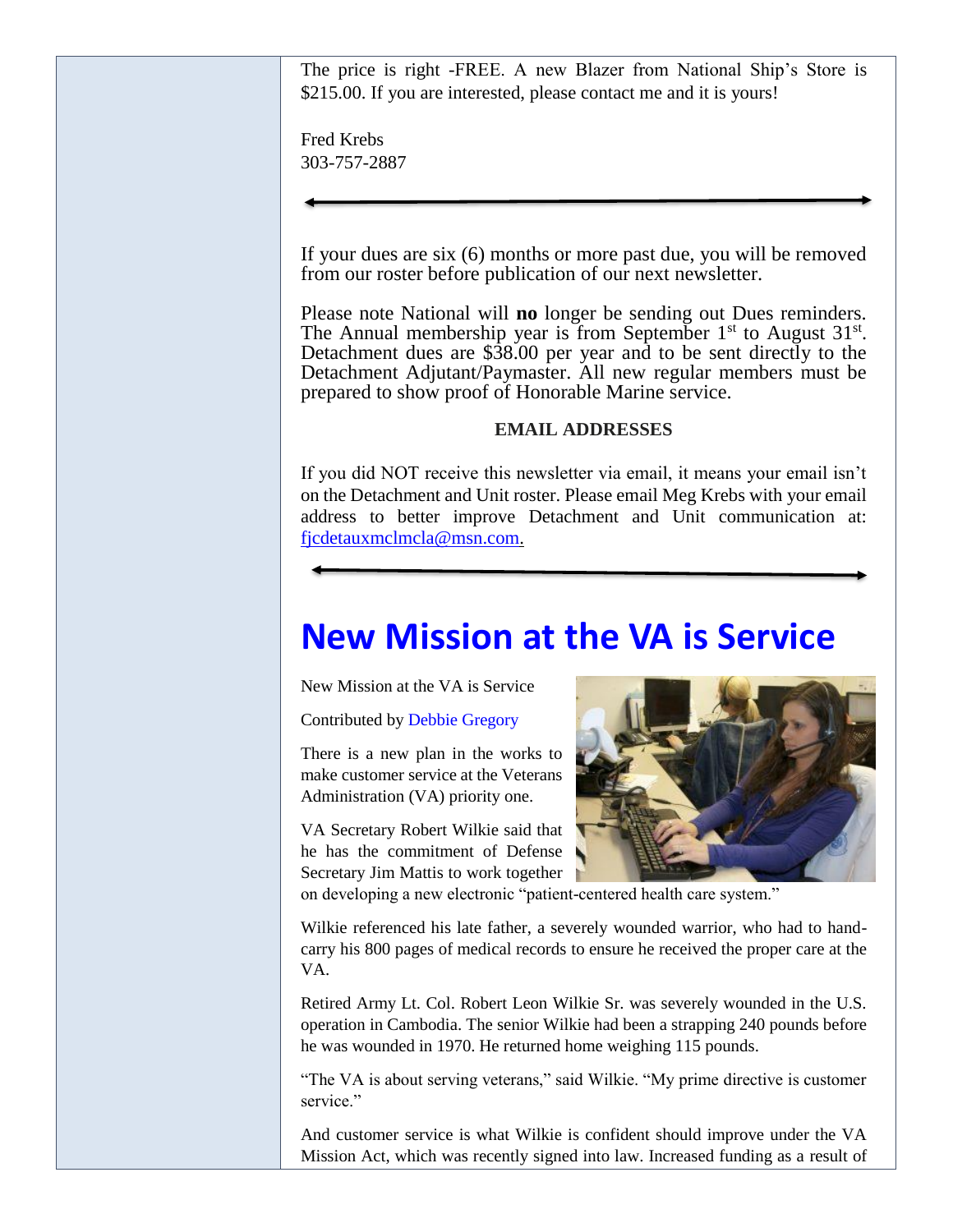The price is right -FREE. A new Blazer from National Ship's Store is $215.00. If you are interested, please contact me and it is yours!

Fred Krebs
303-757-2887

---

If your dues are six (6) months or more past due, you will be removed from our roster before publication of our next newsletter.

Please note National will **no** longer be sending out Dues reminders. The Annual membership year is from September 1st to August 31st. Detachment dues are $38.00 per year and to be sent directly to the Detachment Adjutant/Paymaster. All new regular members must be prepared to show proof of Honorable Marine service.

**EMAIL ADDRESSES**

If you did NOT receive this newsletter via email, it means your email isn't on the Detachment and Unit roster. Please email Meg Krebs with your email address to better improve Detachment and Unit communication at: fjcdetauxmclmcla@msn.com.

---

# New Mission at the VA is Service

New Mission at the VA is Service

Contributed by Debbie Gregory

There is a new plan in the works to make customer service at the Veterans Administration (VA) priority one.

VA Secretary Robert Wilkie said that he has the commitment of Defense Secretary Jim Mattis to work together on developing a new electronic "patient-centered health care system."

Wilkie referenced his late father, a severely wounded warrior, who had to hand-carry his 800 pages of medical records to ensure he received the proper care at the VA.

Retired Army Lt. Col. Robert Leon Wilkie Sr. was severely wounded in the U.S. operation in Cambodia. The senior Wilkie had been a strapping 240 pounds before he was wounded in 1970. He returned home weighing 115 pounds.

"The VA is about serving veterans," said Wilkie. "My prime directive is customer service."

And customer service is what Wilkie is confident should improve under the VA Mission Act, which was recently signed into law. Increased funding as a result of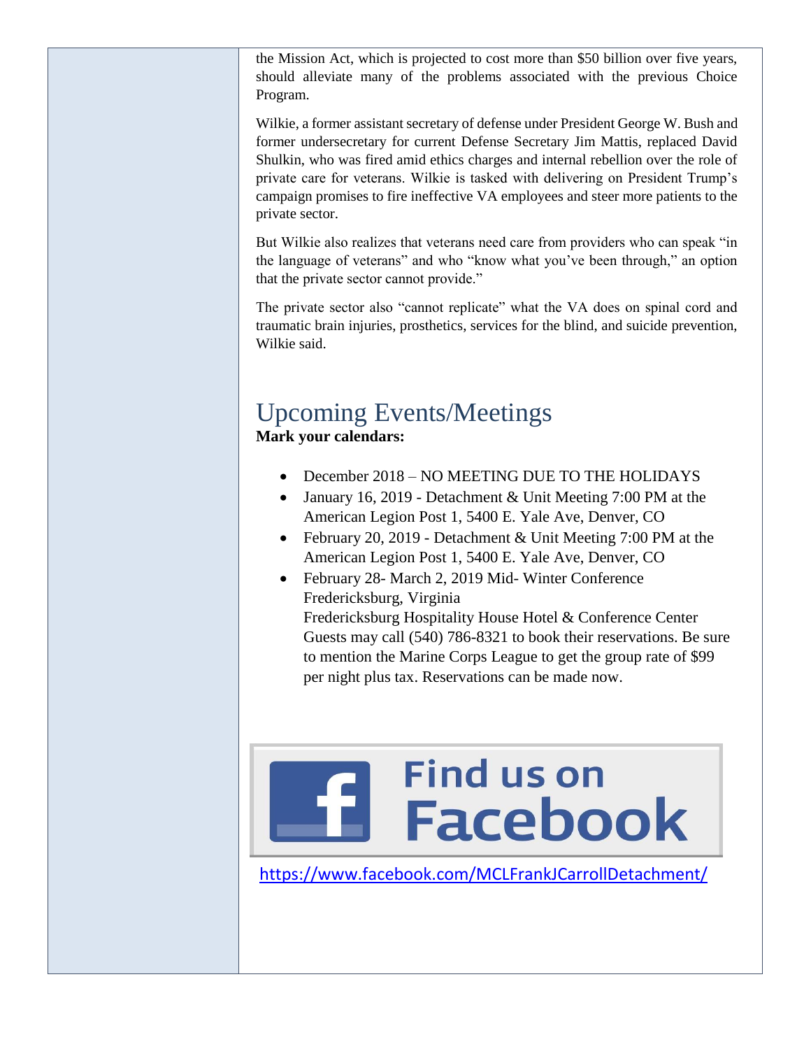the Mission Act, which is projected to cost more than $50 billion over five years, should alleviate many of the problems associated with the previous Choice Program.

Wilkie, a former assistant secretary of defense under President George W. Bush and former undersecretary for current Defense Secretary Jim Mattis, replaced David Shulkin, who was fired amid ethics charges and internal rebellion over the role of private care for veterans. Wilkie is tasked with delivering on President Trump's campaign promises to fire ineffective VA employees and steer more patients to the private sector.

But Wilkie also realizes that veterans need care from providers who can speak "in the language of veterans" and who "know what you've been through," an option that the private sector cannot provide."

The private sector also "cannot replicate" what the VA does on spinal cord and traumatic brain injuries, prosthetics, services for the blind, and suicide prevention, Wilkie said.

# Upcoming Events/Meetings

**Mark your calendars:**

- December 2018 – NO MEETING DUE TO THE HOLIDAYS
- January 16, 2019 - Detachment & Unit Meeting 7:00 PM at the American Legion Post 1, 5400 E. Yale Ave, Denver, CO
- February 20, 2019 - Detachment & Unit Meeting 7:00 PM at the American Legion Post 1, 5400 E. Yale Ave, Denver, CO
- February 28- March 2, 2019 Mid- Winter Conference Fredericksburg, Virginia
  Fredericksburg Hospitality House Hotel & Conference Center
  Guests may call (540) 786-8321 to book their reservations. Be sure to mention the Marine Corps League to get the group rate of $99 per night plus tax. Reservations can be made now.

Find us on Facebook

https://www.facebook.com/MCLFrankJCarrollDetachment/